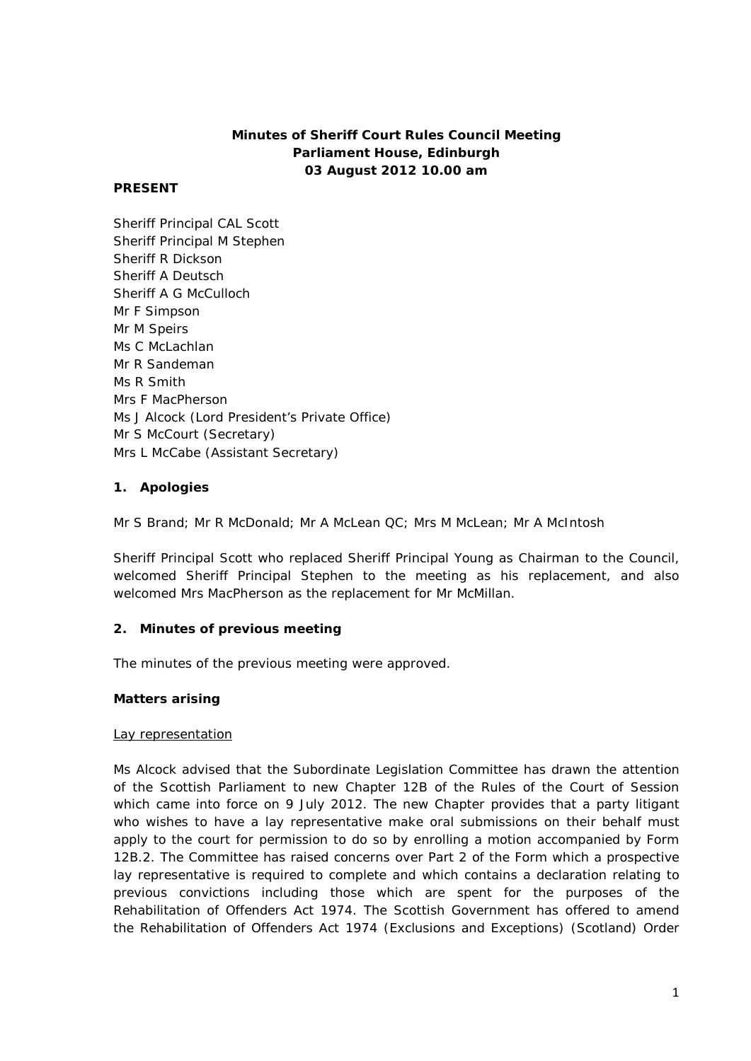# Minutes of Sheriff Court Rules Council Meeting
## Parliament House, Edinburgh
## 03 August 2012 10.00 am

**PRESENT**

Sheriff Principal CAL Scott
Sheriff Principal M Stephen
Sheriff R Dickson
Sheriff A Deutsch
Sheriff A G McCulloch
Mr F Simpson
Mr M Speirs
Ms C McLachlan
Mr R Sandeman
Ms R Smith
Mrs F MacPherson
Ms J Alcock (Lord President's Private Office)
Mr S McCourt (Secretary)
Mrs L McCabe (Assistant Secretary)

### 1. Apologies

Mr S Brand; Mr R McDonald; Mr A McLean QC; Mrs M McLean; Mr A McIntosh

Sheriff Principal Scott who replaced Sheriff Principal Young as Chairman to the Council, welcomed Sheriff Principal Stephen to the meeting as his replacement, and also welcomed Mrs MacPherson as the replacement for Mr McMillan.

### 2. Minutes of previous meeting

The minutes of the previous meeting were approved.

**Matters arising**

<u>Lay representation</u>

Ms Alcock advised that the Subordinate Legislation Committee has drawn the attention of the Scottish Parliament to new Chapter 12B of the Rules of the Court of Session which came into force on 9 July 2012. The new Chapter provides that a party litigant who wishes to have a lay representative make oral submissions on their behalf must apply to the court for permission to do so by enrolling a motion accompanied by Form 12B.2. The Committee has raised concerns over Part 2 of the Form which a prospective lay representative is required to complete and which contains a declaration relating to previous convictions including those which are spent for the purposes of the Rehabilitation of Offenders Act 1974. The Scottish Government has offered to amend the Rehabilitation of Offenders Act 1974 (Exclusions and Exceptions) (Scotland) Order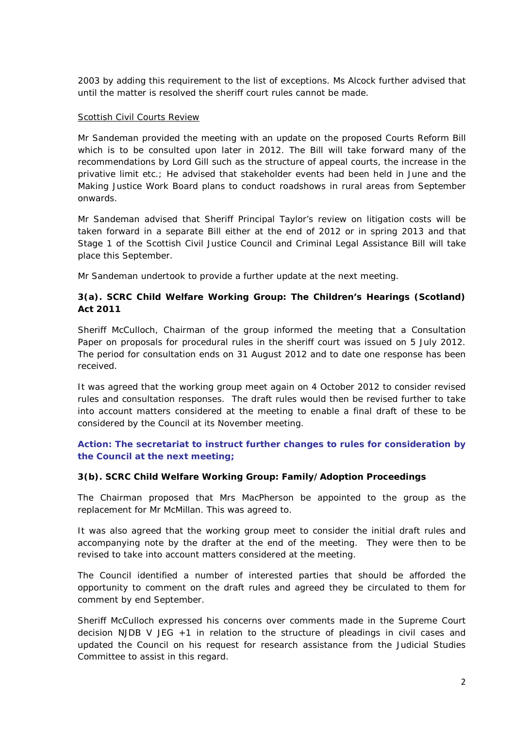2003 by adding this requirement to the list of exceptions. Ms Alcock further advised that until the matter is resolved the sheriff court rules cannot be made.

Scottish Civil Courts Review

Mr Sandeman provided the meeting with an update on the proposed Courts Reform Bill which is to be consulted upon later in 2012. The Bill will take forward many of the recommendations by Lord Gill such as the structure of appeal courts, the increase in the privative limit etc.; He advised that stakeholder events had been held in June and the Making Justice Work Board plans to conduct roadshows in rural areas from September onwards.

Mr Sandeman advised that Sheriff Principal Taylor's review on litigation costs will be taken forward in a separate Bill either at the end of 2012 or in spring 2013 and that Stage 1 of the Scottish Civil Justice Council and Criminal Legal Assistance Bill will take place this September.

Mr Sandeman undertook to provide a further update at the next meeting.

### 3(a). SCRC Child Welfare Working Group: The Children's Hearings (Scotland) Act 2011

Sheriff McCulloch, Chairman of the group informed the meeting that a Consultation Paper on proposals for procedural rules in the sheriff court was issued on 5 July 2012. The period for consultation ends on 31 August 2012 and to date one response has been received.

It was agreed that the working group meet again on 4 October 2012 to consider revised rules and consultation responses. The draft rules would then be revised further to take into account matters considered at the meeting to enable a final draft of these to be considered by the Council at its November meeting.

**Action: The secretariat to instruct further changes to rules for consideration by the Council at the next meeting;**

### 3(b). SCRC Child Welfare Working Group: Family/Adoption Proceedings

The Chairman proposed that Mrs MacPherson be appointed to the group as the replacement for Mr McMillan. This was agreed to.

It was also agreed that the working group meet to consider the initial draft rules and accompanying note by the drafter at the end of the meeting. They were then to be revised to take into account matters considered at the meeting.

The Council identified a number of interested parties that should be afforded the opportunity to comment on the draft rules and agreed they be circulated to them for comment by end September.

Sheriff McCulloch expressed his concerns over comments made in the Supreme Court decision NJDB V JEG +1 in relation to the structure of pleadings in civil cases and updated the Council on his request for research assistance from the Judicial Studies Committee to assist in this regard.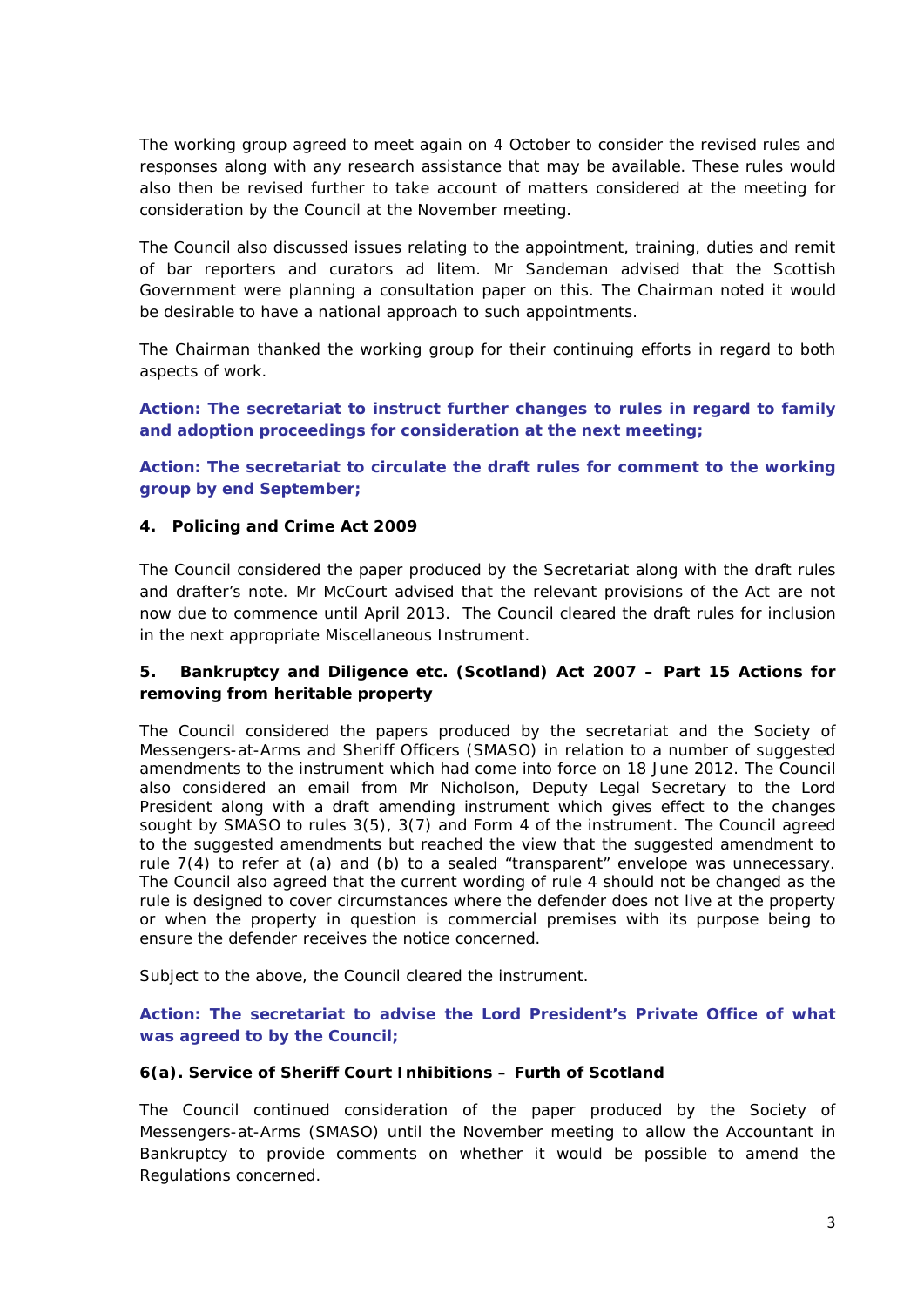The working group agreed to meet again on 4 October to consider the revised rules and responses along with any research assistance that may be available. These rules would also then be revised further to take account of matters considered at the meeting for consideration by the Council at the November meeting.

The Council also discussed issues relating to the appointment, training, duties and remit of bar reporters and curators ad litem. Mr Sandeman advised that the Scottish Government were planning a consultation paper on this. The Chairman noted it would be desirable to have a national approach to such appointments.

The Chairman thanked the working group for their continuing efforts in regard to both aspects of work.

**Action: The secretariat to instruct further changes to rules in regard to family and adoption proceedings for consideration at the next meeting;**

**Action: The secretariat to circulate the draft rules for comment to the working group by end September;**

**4. Policing and Crime Act 2009**

The Council considered the paper produced by the Secretariat along with the draft rules and drafter's note. Mr McCourt advised that the relevant provisions of the Act are not now due to commence until April 2013. The Council cleared the draft rules for inclusion in the next appropriate Miscellaneous Instrument.

**5. Bankruptcy and Diligence etc. (Scotland) Act 2007 – Part 15 Actions for removing from heritable property**

The Council considered the papers produced by the secretariat and the Society of Messengers-at-Arms and Sheriff Officers (SMASO) in relation to a number of suggested amendments to the instrument which had come into force on 18 June 2012. The Council also considered an email from Mr Nicholson, Deputy Legal Secretary to the Lord President along with a draft amending instrument which gives effect to the changes sought by SMASO to rules 3(5), 3(7) and Form 4 of the instrument. The Council agreed to the suggested amendments but reached the view that the suggested amendment to rule 7(4) to refer at (a) and (b) to a sealed "transparent" envelope was unnecessary. The Council also agreed that the current wording of rule 4 should not be changed as the rule is designed to cover circumstances where the defender does not live at the property or when the property in question is commercial premises with its purpose being to ensure the defender receives the notice concerned.

Subject to the above, the Council cleared the instrument.

**Action: The secretariat to advise the Lord President's Private Office of what was agreed to by the Council;**

**6(a). Service of Sheriff Court Inhibitions – Furth of Scotland**

The Council continued consideration of the paper produced by the Society of Messengers-at-Arms (SMASO) until the November meeting to allow the Accountant in Bankruptcy to provide comments on whether it would be possible to amend the Regulations concerned.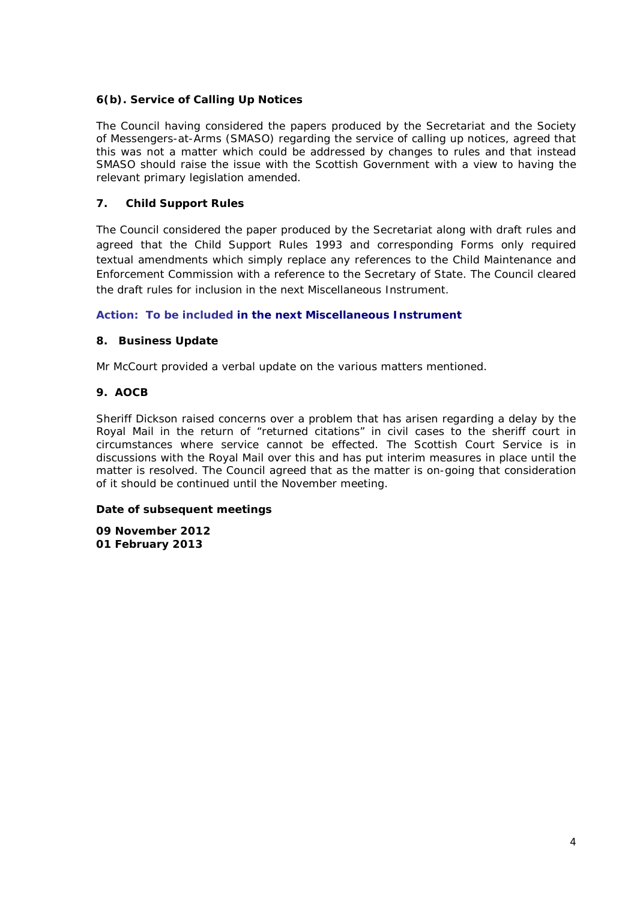**6(b). Service of Calling Up Notices**

The Council having considered the papers produced by the Secretariat and the Society of Messengers-at-Arms (SMASO) regarding the service of calling up notices, agreed that this was not a matter which could be addressed by changes to rules and that instead SMASO should raise the issue with the Scottish Government with a view to having the relevant primary legislation amended.

**7. Child Support Rules**

The Council considered the paper produced by the Secretariat along with draft rules and agreed that the Child Support Rules 1993 and corresponding Forms only required textual amendments which simply replace any references to the Child Maintenance and Enforcement Commission with a reference to the Secretary of State. The Council cleared the draft rules for inclusion in the next Miscellaneous Instrument.

**Action: To be included in the next Miscellaneous Instrument**

**8. Business Update**

Mr McCourt provided a verbal update on the various matters mentioned.

**9. AOCB**

Sheriff Dickson raised concerns over a problem that has arisen regarding a delay by the Royal Mail in the return of "returned citations" in civil cases to the sheriff court in circumstances where service cannot be effected. The Scottish Court Service is in discussions with the Royal Mail over this and has put interim measures in place until the matter is resolved. The Council agreed that as the matter is on-going that consideration of it should be continued until the November meeting.

**Date of subsequent meetings**

**09 November 2012**
**01 February 2013**